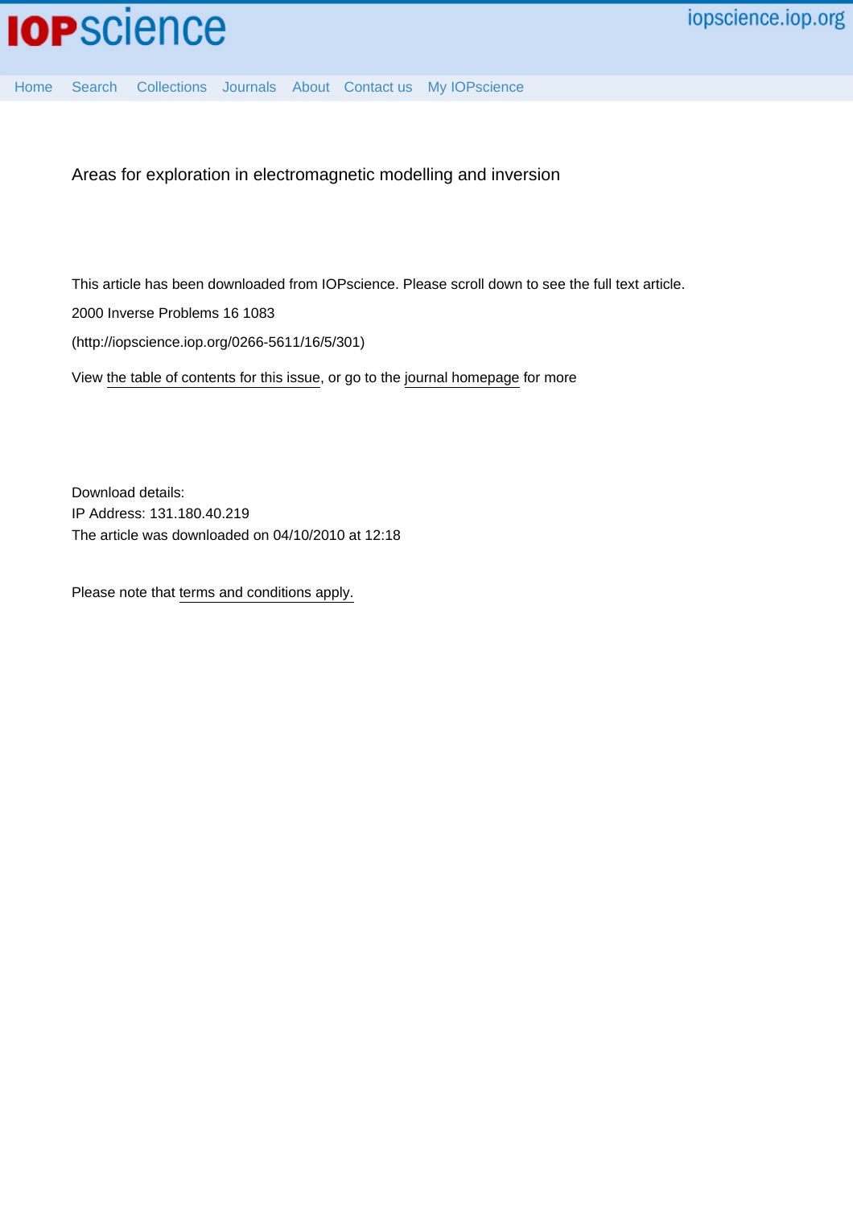IOPscience

iopscience.iop.org

Home Search Collections Journals About Contact us My IOPscience

# Areas for exploration in electromagnetic modelling and inversion

This article has been downloaded from IOPscience. Please scroll down to see the full text article.

2000 Inverse Problems 16 1083

(http://iopscience.iop.org/0266-5611/16/5/301)

View the table of contents for this issue, or go to the journal homepage for more

Download details:
IP Address: 131.180.40.219
The article was downloaded on 04/10/2010 at 12:18

Please note that terms and conditions apply.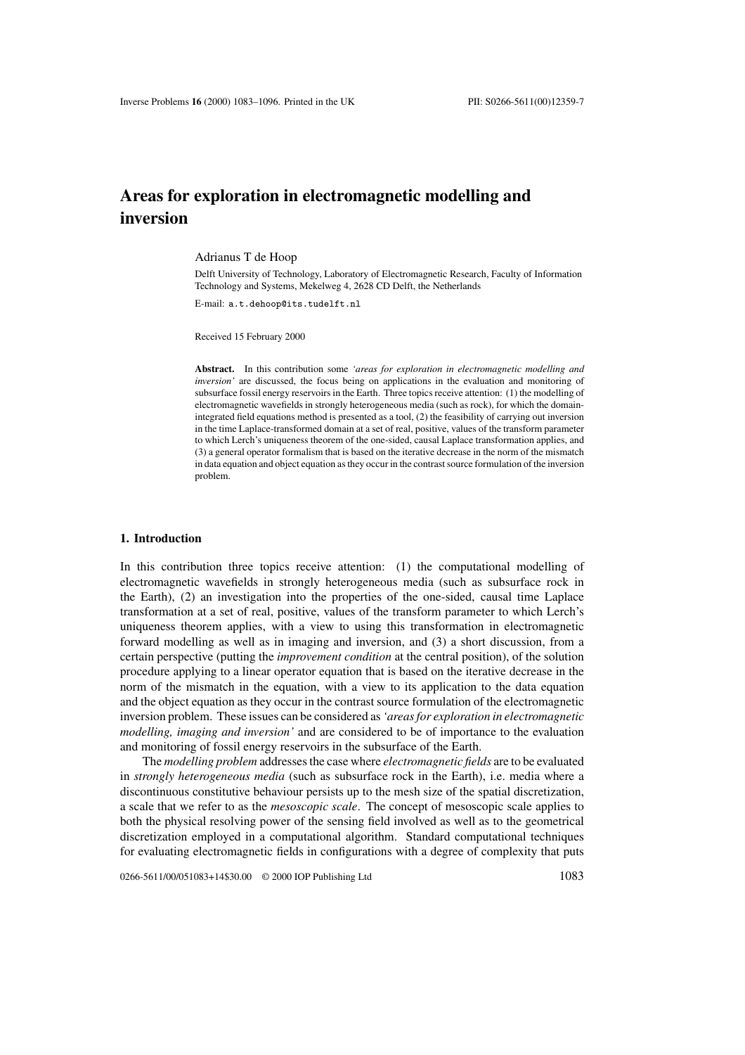# Areas for exploration in electromagnetic modelling and inversion

Adrianus T de Hoop

Delft University of Technology, Laboratory of Electromagnetic Research, Faculty of Information Technology and Systems, Mekelweg 4, 2628 CD Delft, the Netherlands

E-mail: a.t.dehoop@its.tudelft.nl

Received 15 February 2000

**Abstract.** In this contribution some *'areas for exploration in electromagnetic modelling and inversion'* are discussed, the focus being on applications in the evaluation and monitoring of subsurface fossil energy reservoirs in the Earth. Three topics receive attention: (1) the modelling of electromagnetic wavefields in strongly heterogeneous media (such as rock), for which the domain-integrated field equations method is presented as a tool, (2) the feasibility of carrying out inversion in the time Laplace-transformed domain at a set of real, positive, values of the transform parameter to which Lerch's uniqueness theorem of the one-sided, causal Laplace transformation applies, and (3) a general operator formalism that is based on the iterative decrease in the norm of the mismatch in data equation and object equation as they occur in the contrast source formulation of the inversion problem.

## 1. Introduction

In this contribution three topics receive attention: (1) the computational modelling of electromagnetic wavefields in strongly heterogeneous media (such as subsurface rock in the Earth), (2) an investigation into the properties of the one-sided, causal time Laplace transformation at a set of real, positive, values of the transform parameter to which Lerch's uniqueness theorem applies, with a view to using this transformation in electromagnetic forward modelling as well as in imaging and inversion, and (3) a short discussion, from a certain perspective (putting the *improvement condition* at the central position), of the solution procedure applying to a linear operator equation that is based on the iterative decrease in the norm of the mismatch in the equation, with a view to its application to the data equation and the object equation as they occur in the contrast source formulation of the electromagnetic inversion problem. These issues can be considered as *'areas for exploration in electromagnetic modelling, imaging and inversion'* and are considered to be of importance to the evaluation and monitoring of fossil energy reservoirs in the subsurface of the Earth.

The *modelling problem* addresses the case where *electromagnetic fields* are to be evaluated in *strongly heterogeneous media* (such as subsurface rock in the Earth), i.e. media where a discontinuous constitutive behaviour persists up to the mesh size of the spatial discretization, a scale that we refer to as the *mesoscopic scale*. The concept of mesoscopic scale applies to both the physical resolving power of the sensing field involved as well as to the geometrical discretization employed in a computational algorithm. Standard computational techniques for evaluating electromagnetic fields in configurations with a degree of complexity that puts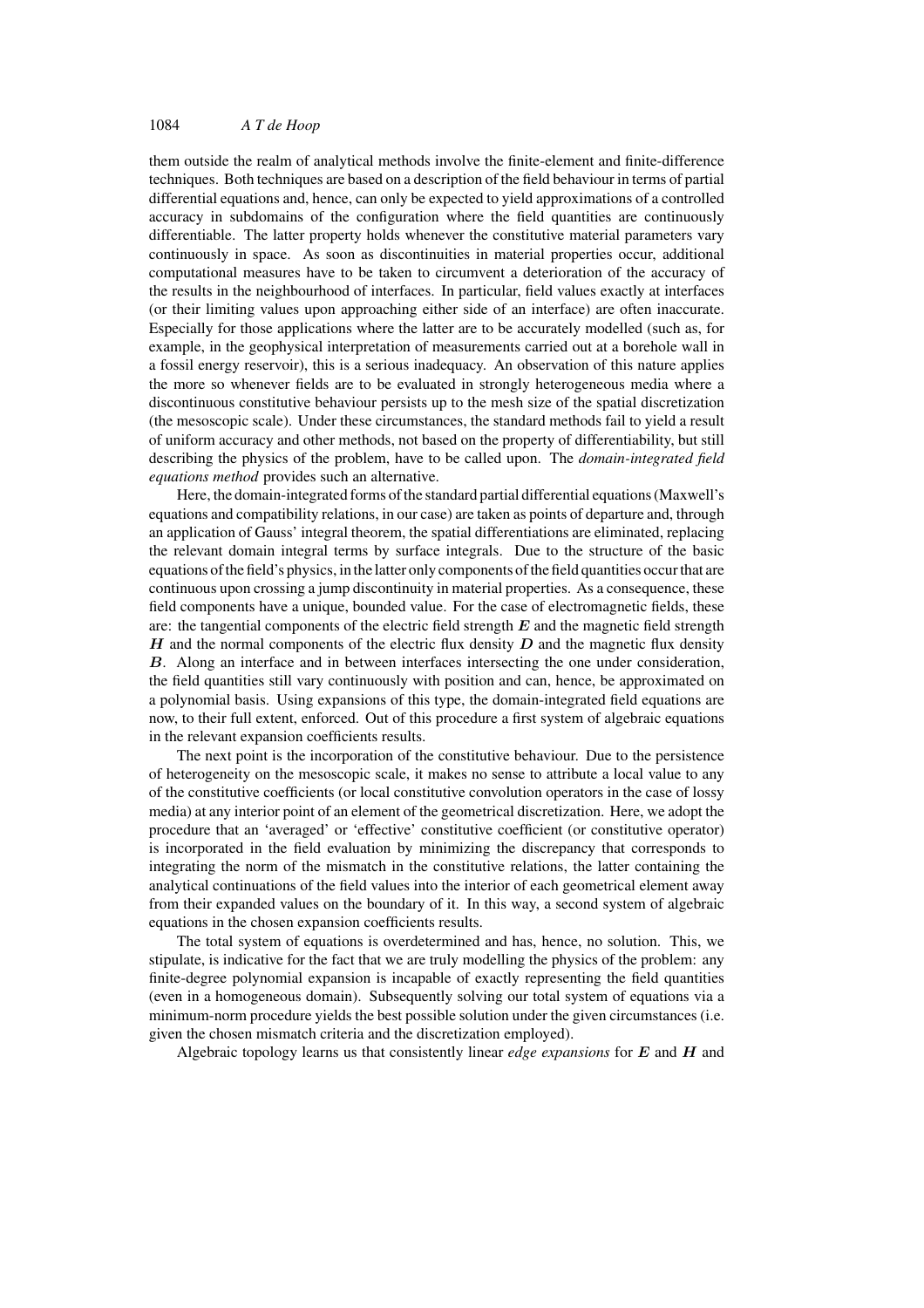them outside the realm of analytical methods involve the finite-element and finite-difference techniques. Both techniques are based on a description of the field behaviour in terms of partial differential equations and, hence, can only be expected to yield approximations of a controlled accuracy in subdomains of the configuration where the field quantities are continuously differentiable. The latter property holds whenever the constitutive material parameters vary continuously in space. As soon as discontinuities in material properties occur, additional computational measures have to be taken to circumvent a deterioration of the accuracy of the results in the neighbourhood of interfaces. In particular, field values exactly at interfaces (or their limiting values upon approaching either side of an interface) are often inaccurate. Especially for those applications where the latter are to be accurately modelled (such as, for example, in the geophysical interpretation of measurements carried out at a borehole wall in a fossil energy reservoir), this is a serious inadequacy. An observation of this nature applies the more so whenever fields are to be evaluated in strongly heterogeneous media where a discontinuous constitutive behaviour persists up to the mesh size of the spatial discretization (the mesoscopic scale). Under these circumstances, the standard methods fail to yield a result of uniform accuracy and other methods, not based on the property of differentiability, but still describing the physics of the problem, have to be called upon. The *domain-integrated field equations method* provides such an alternative.

Here, the domain-integrated forms of the standard partial differential equations (Maxwell's equations and compatibility relations, in our case) are taken as points of departure and, through an application of Gauss' integral theorem, the spatial differentiations are eliminated, replacing the relevant domain integral terms by surface integrals. Due to the structure of the basic equations of the field's physics, in the latter only components of the field quantities occur that are continuous upon crossing a jump discontinuity in material properties. As a consequence, these field components have a unique, bounded value. For the case of electromagnetic fields, these are: the tangential components of the electric field strength $\boldsymbol{E}$ and the magnetic field strength $\boldsymbol{H}$ and the normal components of the electric flux density $\boldsymbol{D}$ and the magnetic flux density $\boldsymbol{B}$. Along an interface and in between interfaces intersecting the one under consideration, the field quantities still vary continuously with position and can, hence, be approximated on a polynomial basis. Using expansions of this type, the domain-integrated field equations are now, to their full extent, enforced. Out of this procedure a first system of algebraic equations in the relevant expansion coefficients results.

The next point is the incorporation of the constitutive behaviour. Due to the persistence of heterogeneity on the mesoscopic scale, it makes no sense to attribute a local value to any of the constitutive coefficients (or local constitutive convolution operators in the case of lossy media) at any interior point of an element of the geometrical discretization. Here, we adopt the procedure that an 'averaged' or 'effective' constitutive coefficient (or constitutive operator) is incorporated in the field evaluation by minimizing the discrepancy that corresponds to integrating the norm of the mismatch in the constitutive relations, the latter containing the analytical continuations of the field values into the interior of each geometrical element away from their expanded values on the boundary of it. In this way, a second system of algebraic equations in the chosen expansion coefficients results.

The total system of equations is overdetermined and has, hence, no solution. This, we stipulate, is indicative for the fact that we are truly modelling the physics of the problem: any finite-degree polynomial expansion is incapable of exactly representing the field quantities (even in a homogeneous domain). Subsequently solving our total system of equations via a minimum-norm procedure yields the best possible solution under the given circumstances (i.e. given the chosen mismatch criteria and the discretization employed).

Algebraic topology learns us that consistently linear *edge expansions* for $\boldsymbol{E}$ and $\boldsymbol{H}$ and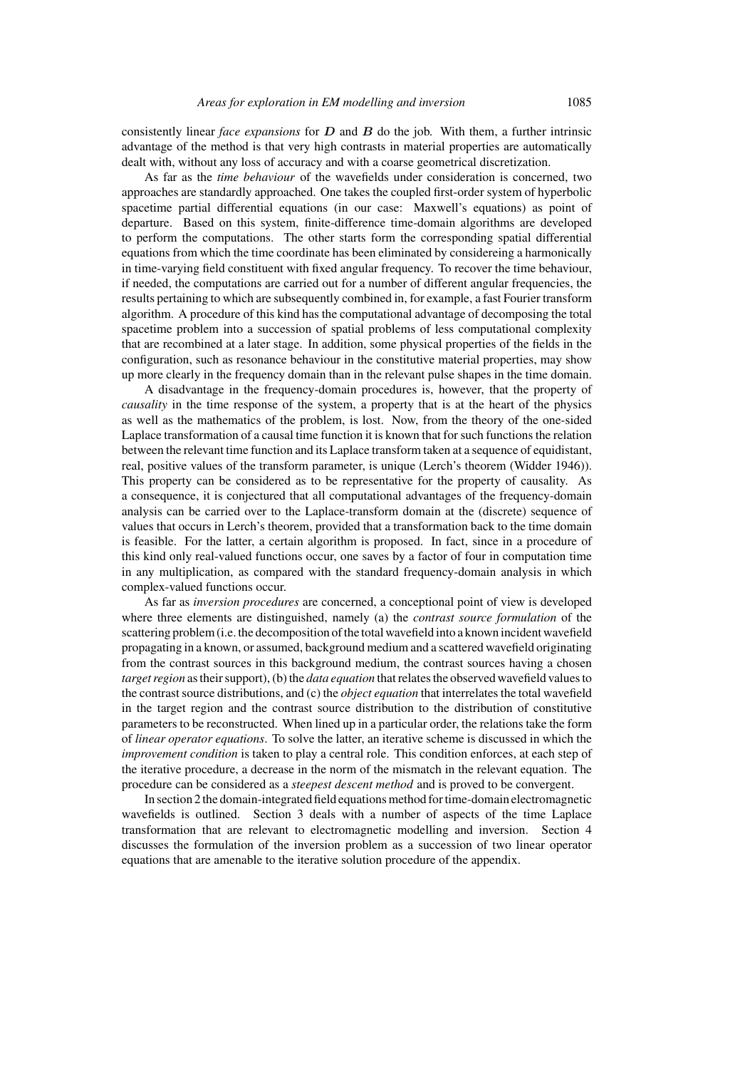consistently linear *face expansions* for $\boldsymbol{D}$ and $\boldsymbol{B}$ do the job. With them, a further intrinsic advantage of the method is that very high contrasts in material properties are automatically dealt with, without any loss of accuracy and with a coarse geometrical discretization.

As far as the *time behaviour* of the wavefields under consideration is concerned, two approaches are standardly approached. One takes the coupled first-order system of hyperbolic spacetime partial differential equations (in our case: Maxwell's equations) as point of departure. Based on this system, finite-difference time-domain algorithms are developed to perform the computations. The other starts form the corresponding spatial differential equations from which the time coordinate has been eliminated by considereing a harmonically in time-varying field constituent with fixed angular frequency. To recover the time behaviour, if needed, the computations are carried out for a number of different angular frequencies, the results pertaining to which are subsequently combined in, for example, a fast Fourier transform algorithm. A procedure of this kind has the computational advantage of decomposing the total spacetime problem into a succession of spatial problems of less computational complexity that are recombined at a later stage. In addition, some physical properties of the fields in the configuration, such as resonance behaviour in the constitutive material properties, may show up more clearly in the frequency domain than in the relevant pulse shapes in the time domain.

A disadvantage in the frequency-domain procedures is, however, that the property of *causality* in the time response of the system, a property that is at the heart of the physics as well as the mathematics of the problem, is lost. Now, from the theory of the one-sided Laplace transformation of a causal time function it is known that for such functions the relation between the relevant time function and its Laplace transform taken at a sequence of equidistant, real, positive values of the transform parameter, is unique (Lerch's theorem (Widder 1946)). This property can be considered as to be representative for the property of causality. As a consequence, it is conjectured that all computational advantages of the frequency-domain analysis can be carried over to the Laplace-transform domain at the (discrete) sequence of values that occurs in Lerch's theorem, provided that a transformation back to the time domain is feasible. For the latter, a certain algorithm is proposed. In fact, since in a procedure of this kind only real-valued functions occur, one saves by a factor of four in computation time in any multiplication, as compared with the standard frequency-domain analysis in which complex-valued functions occur.

As far as *inversion procedures* are concerned, a conceptional point of view is developed where three elements are distinguished, namely (a) the *contrast source formulation* of the scattering problem (i.e. the decomposition of the total wavefield into a known incident wavefield propagating in a known, or assumed, background medium and a scattered wavefield originating from the contrast sources in this background medium, the contrast sources having a chosen *target region* as their support), (b) the *data equation* that relates the observed wavefield values to the contrast source distributions, and (c) the *object equation* that interrelates the total wavefield in the target region and the contrast source distribution to the distribution of constitutive parameters to be reconstructed. When lined up in a particular order, the relations take the form of *linear operator equations*. To solve the latter, an iterative scheme is discussed in which the *improvement condition* is taken to play a central role. This condition enforces, at each step of the iterative procedure, a decrease in the norm of the mismatch in the relevant equation. The procedure can be considered as a *steepest descent method* and is proved to be convergent.

In section 2 the domain-integrated field equations method for time-domain electromagnetic wavefields is outlined. Section 3 deals with a number of aspects of the time Laplace transformation that are relevant to electromagnetic modelling and inversion. Section 4 discusses the formulation of the inversion problem as a succession of two linear operator equations that are amenable to the iterative solution procedure of the appendix.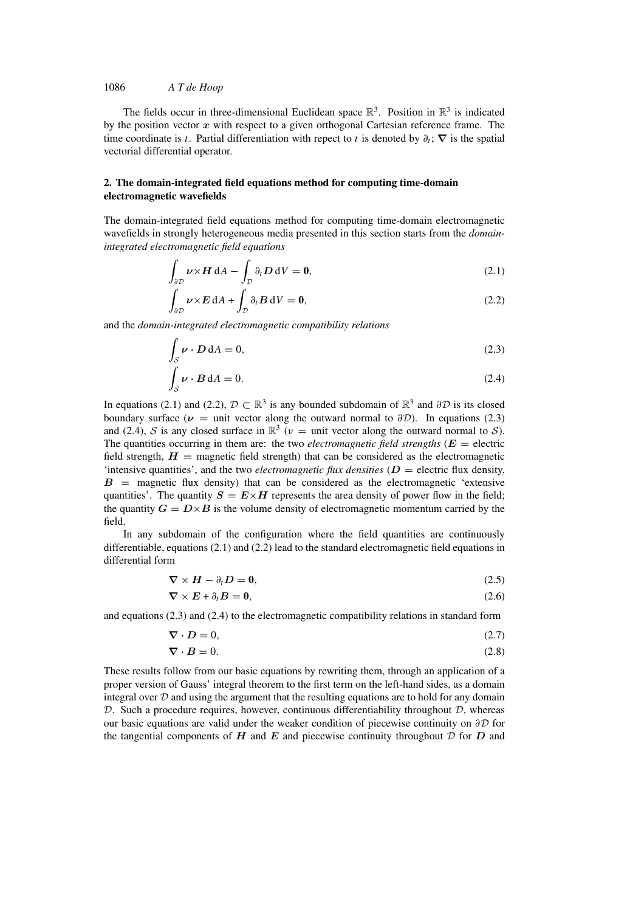The fields occur in three-dimensional Euclidean space $\mathbb{R}^3$. Position in $\mathbb{R}^3$ is indicated by the position vector $\boldsymbol{x}$ with respect to a given orthogonal Cartesian reference frame. The time coordinate is $t$. Partial differentiation with repect to $t$ is denoted by $\partial_t$; $\boldsymbol{\nabla}$ is the spatial vectorial differential operator.

## 2. The domain-integrated field equations method for computing time-domain electromagnetic wavefields

The domain-integrated field equations method for computing time-domain electromagnetic wavefields in strongly heterogeneous media presented in this section starts from the *domain-integrated electromagnetic field equations*

$$\int_{\partial\mathcal{D}} \boldsymbol{\nu}\times\boldsymbol{H}\,\mathrm{d}A - \int_{\mathcal{D}} \partial_t \boldsymbol{D}\,\mathrm{d}V = \boldsymbol{0}, \tag{2.1}$$

$$\int_{\partial\mathcal{D}} \boldsymbol{\nu}\times\boldsymbol{E}\,\mathrm{d}A + \int_{\mathcal{D}} \partial_t \boldsymbol{B}\,\mathrm{d}V = \boldsymbol{0}, \tag{2.2}$$

and the *domain-integrated electromagnetic compatibility relations*

$$\int_{\mathcal{S}} \boldsymbol{\nu}\cdot\boldsymbol{D}\,\mathrm{d}A = 0, \tag{2.3}$$

$$\int_{\mathcal{S}} \boldsymbol{\nu}\cdot\boldsymbol{B}\,\mathrm{d}A = 0. \tag{2.4}$$

In equations (2.1) and (2.2), $\mathcal{D} \subset \mathbb{R}^3$ is any bounded subdomain of $\mathbb{R}^3$ and $\partial\mathcal{D}$ is its closed boundary surface ($\boldsymbol{\nu}$ = unit vector along the outward normal to $\partial\mathcal{D}$). In equations (2.3) and (2.4), $\mathcal{S}$ is any closed surface in $\mathbb{R}^3$ ($\nu$ = unit vector along the outward normal to $\mathcal{S}$). The quantities occurring in them are: the two *electromagnetic field strengths* ($\boldsymbol{E}$ = electric field strength, $\boldsymbol{H}$ = magnetic field strength) that can be considered as the electromagnetic 'intensive quantities', and the two *electromagnetic flux densities* ($\boldsymbol{D}$ = electric flux density, $\boldsymbol{B}$ = magnetic flux density) that can be considered as the electromagnetic 'extensive quantities'. The quantity $\boldsymbol{S} = \boldsymbol{E}\times\boldsymbol{H}$ represents the area density of power flow in the field; the quantity $\boldsymbol{G} = \boldsymbol{D}\times\boldsymbol{B}$ is the volume density of electromagnetic momentum carried by the field.

In any subdomain of the configuration where the field quantities are continuously differentiable, equations (2.1) and (2.2) lead to the standard electromagnetic field equations in differential form

$$\boldsymbol{\nabla}\times\boldsymbol{H} - \partial_t\boldsymbol{D} = \boldsymbol{0}, \tag{2.5}$$

$$\boldsymbol{\nabla}\times\boldsymbol{E} + \partial_t\boldsymbol{B} = \boldsymbol{0}, \tag{2.6}$$

and equations (2.3) and (2.4) to the electromagnetic compatibility relations in standard form

$$\boldsymbol{\nabla}\cdot\boldsymbol{D} = 0, \tag{2.7}$$

$$\boldsymbol{\nabla}\cdot\boldsymbol{B} = 0. \tag{2.8}$$

These results follow from our basic equations by rewriting them, through an application of a proper version of Gauss' integral theorem to the first term on the left-hand sides, as a domain integral over $\mathcal{D}$ and using the argument that the resulting equations are to hold for any domain $\mathcal{D}$. Such a procedure requires, however, continuous differentiability throughout $\mathcal{D}$, whereas our basic equations are valid under the weaker condition of piecewise continuity on $\partial\mathcal{D}$ for the tangential components of $\boldsymbol{H}$ and $\boldsymbol{E}$ and piecewise continuity throughout $\mathcal{D}$ for $\boldsymbol{D}$ and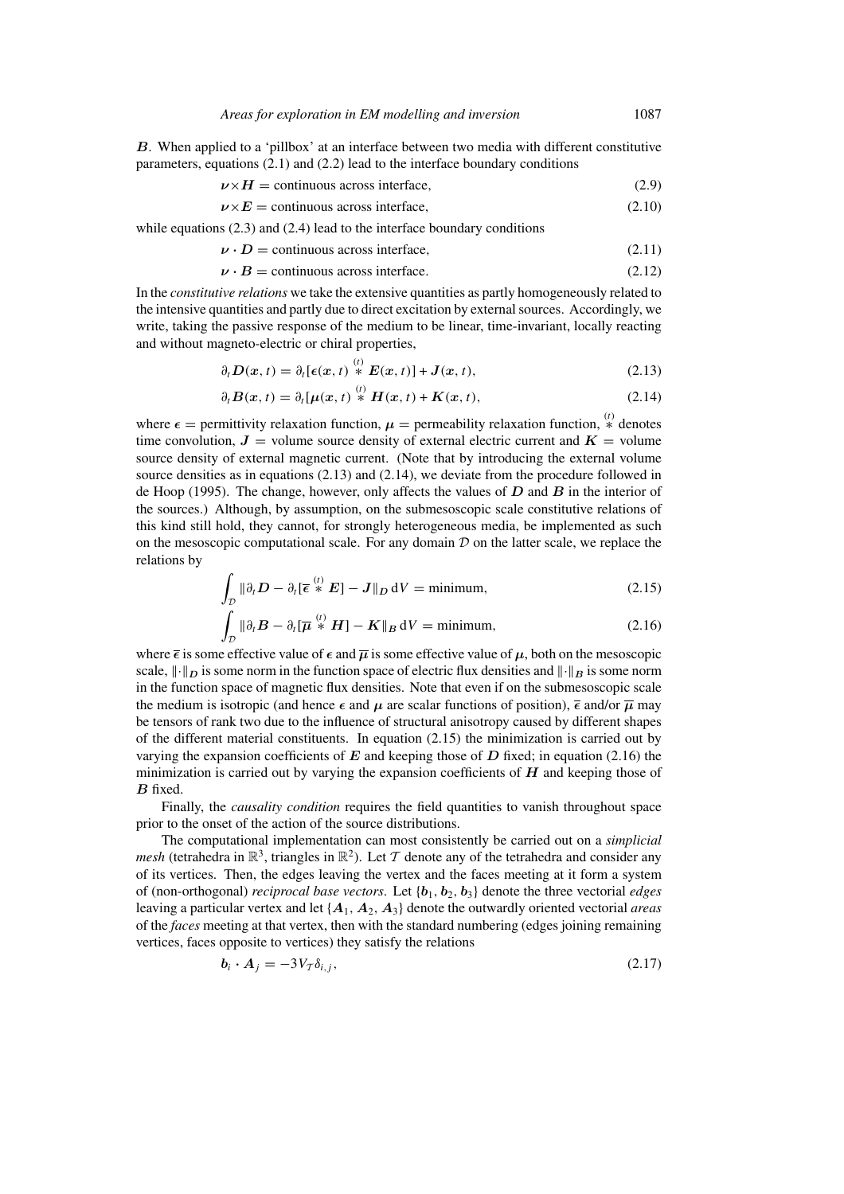$\boldsymbol{B}$. When applied to a 'pillbox' at an interface between two media with different constitutive parameters, equations (2.1) and (2.2) lead to the interface boundary conditions

$$\boldsymbol{\nu}\times\boldsymbol{H} = \text{continuous across interface,} \tag{2.9}$$

$$\boldsymbol{\nu}\times\boldsymbol{E} = \text{continuous across interface,} \tag{2.10}$$

while equations (2.3) and (2.4) lead to the interface boundary conditions

$$\boldsymbol{\nu}\cdot\boldsymbol{D} = \text{continuous across interface,} \tag{2.11}$$

$$\boldsymbol{\nu}\cdot\boldsymbol{B} = \text{continuous across interface.} \tag{2.12}$$

In the *constitutive relations* we take the extensive quantities as partly homogeneously related to the intensive quantities and partly due to direct excitation by external sources. Accordingly, we write, taking the passive response of the medium to be linear, time-invariant, locally reacting and without magneto-electric or chiral properties,

$$\partial_t\boldsymbol{D}(\boldsymbol{x},t) = \partial_t[\boldsymbol{\epsilon}(\boldsymbol{x},t) \overset{(t)}{*} \boldsymbol{E}(\boldsymbol{x},t)] + \boldsymbol{J}(\boldsymbol{x},t), \tag{2.13}$$

$$\partial_t\boldsymbol{B}(\boldsymbol{x},t) = \partial_t[\boldsymbol{\mu}(\boldsymbol{x},t) \overset{(t)}{*} \boldsymbol{H}(\boldsymbol{x},t) + \boldsymbol{K}(\boldsymbol{x},t), \tag{2.14}$$

where $\boldsymbol{\epsilon}$ = permittivity relaxation function, $\boldsymbol{\mu}$ = permeability relaxation function, $\overset{(t)}{*}$ denotes time convolution, $\boldsymbol{J}$ = volume source density of external electric current and $\boldsymbol{K}$ = volume source density of external magnetic current. (Note that by introducing the external volume source densities as in equations (2.13) and (2.14), we deviate from the procedure followed in de Hoop (1995). The change, however, only affects the values of $\boldsymbol{D}$ and $\boldsymbol{B}$ in the interior of the sources.) Although, by assumption, on the submesoscopic scale constitutive relations of this kind still hold, they cannot, for strongly heterogeneous media, be implemented as such on the mesoscopic computational scale. For any domain $\mathcal{D}$ on the latter scale, we replace the relations by

$$\int_{\mathcal{D}} \|\partial_t\boldsymbol{D} - \partial_t[\overline{\boldsymbol{\epsilon}} \overset{(t)}{*} \boldsymbol{E}] - \boldsymbol{J}\|_{D}\,\mathrm{d}V = \text{minimum,} \tag{2.15}$$

$$\int_{\mathcal{D}} \|\partial_t\boldsymbol{B} - \partial_t[\overline{\boldsymbol{\mu}} \overset{(t)}{*} \boldsymbol{H}] - \boldsymbol{K}\|_{B}\,\mathrm{d}V = \text{minimum,} \tag{2.16}$$

where $\overline{\boldsymbol{\epsilon}}$ is some effective value of $\boldsymbol{\epsilon}$ and $\overline{\boldsymbol{\mu}}$ is some effective value of $\boldsymbol{\mu}$, both on the mesoscopic scale, $\|\cdot\|_D$ is some norm in the function space of electric flux densities and $\|\cdot\|_B$ is some norm in the function space of magnetic flux densities. Note that even if on the submesoscopic scale the medium is isotropic (and hence $\boldsymbol{\epsilon}$ and $\boldsymbol{\mu}$ are scalar functions of position), $\overline{\boldsymbol{\epsilon}}$ and/or $\overline{\boldsymbol{\mu}}$ may be tensors of rank two due to the influence of structural anisotropy caused by different shapes of the different material constituents. In equation (2.15) the minimization is carried out by varying the expansion coefficients of $\boldsymbol{E}$ and keeping those of $\boldsymbol{D}$ fixed; in equation (2.16) the minimization is carried out by varying the expansion coefficients of $\boldsymbol{H}$ and keeping those of $\boldsymbol{B}$ fixed.

Finally, the *causality condition* requires the field quantities to vanish throughout space prior to the onset of the action of the source distributions.

The computational implementation can most consistently be carried out on a *simplicial mesh* (tetrahedra in $\mathbb{R}^3$, triangles in $\mathbb{R}^2$). Let $\mathcal{T}$ denote any of the tetrahedra and consider any of its vertices. Then, the edges leaving the vertex and the faces meeting at it form a system of (non-orthogonal) *reciprocal base vectors*. Let $\{\boldsymbol{b}_1, \boldsymbol{b}_2, \boldsymbol{b}_3\}$ denote the three vectorial *edges* leaving a particular vertex and let $\{\boldsymbol{A}_1, \boldsymbol{A}_2, \boldsymbol{A}_3\}$ denote the outwardly oriented vectorial *areas* of the *faces* meeting at that vertex, then with the standard numbering (edges joining remaining vertices, faces opposite to vertices) they satisfy the relations

$$\boldsymbol{b}_i \cdot \boldsymbol{A}_j = -3V_{\mathcal{T}}\delta_{i,j}, \tag{2.17}$$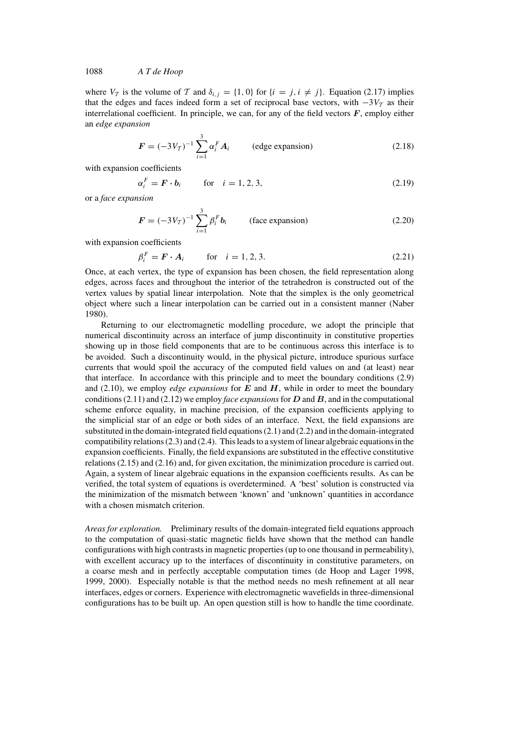where $V_{\mathcal{T}}$ is the volume of $\mathcal{T}$ and $\delta_{i,j} = \{1, 0\}$ for $\{i = j, i \neq j\}$. Equation (2.17) implies that the edges and faces indeed form a set of reciprocal base vectors, with $-3V_{\mathcal{T}}$ as their interrelational coefficient. In principle, we can, for any of the field vectors $\boldsymbol{F}$, employ either an *edge expansion*

$$\boldsymbol{F} = (-3V_{\mathcal{T}})^{-1} \sum_{i=1}^{3} \alpha_i^F \boldsymbol{A}_i \qquad \text{(edge expansion)} \tag{2.18}$$

with expansion coefficients

$$\alpha_i^F = \boldsymbol{F} \cdot \boldsymbol{b}_i \qquad \text{for} \quad i = 1, 2, 3, \tag{2.19}$$

or a *face expansion*

$$\boldsymbol{F} = (-3V_{\mathcal{T}})^{-1} \sum_{i=1}^{3} \beta_i^F \boldsymbol{b}_i \qquad \text{(face expansion)} \tag{2.20}$$

with expansion coefficients

$$\beta_i^F = \boldsymbol{F} \cdot \boldsymbol{A}_i \qquad \text{for} \quad i = 1, 2, 3. \tag{2.21}$$

Once, at each vertex, the type of expansion has been chosen, the field representation along edges, across faces and throughout the interior of the tetrahedron is constructed out of the vertex values by spatial linear interpolation. Note that the simplex is the only geometrical object where such a linear interpolation can be carried out in a consistent manner (Naber 1980).

Returning to our electromagnetic modelling procedure, we adopt the principle that numerical discontinuity across an interface of jump discontinuity in constitutive properties showing up in those field components that are to be continuous across this interface is to be avoided. Such a discontinuity would, in the physical picture, introduce spurious surface currents that would spoil the accuracy of the computed field values on and (at least) near that interface. In accordance with this principle and to meet the boundary conditions (2.9) and (2.10), we employ *edge expansions* for $\boldsymbol{E}$ and $\boldsymbol{H}$, while in order to meet the boundary conditions (2.11) and (2.12) we employ *face expansions* for $\boldsymbol{D}$ and $\boldsymbol{B}$, and in the computational scheme enforce equality, in machine precision, of the expansion coefficients applying to the simplicial star of an edge or both sides of an interface. Next, the field expansions are substituted in the domain-integrated field equations (2.1) and (2.2) and in the domain-integrated compatibility relations (2.3) and (2.4). This leads to a system of linear algebraic equations in the expansion coefficients. Finally, the field expansions are substituted in the effective constitutive relations (2.15) and (2.16) and, for given excitation, the minimization procedure is carried out. Again, a system of linear algebraic equations in the expansion coefficients results. As can be verified, the total system of equations is overdetermined. A 'best' solution is constructed via the minimization of the mismatch between 'known' and 'unknown' quantities in accordance with a chosen mismatch criterion.

*Areas for exploration.* Preliminary results of the domain-integrated field equations approach to the computation of quasi-static magnetic fields have shown that the method can handle configurations with high contrasts in magnetic properties (up to one thousand in permeability), with excellent accuracy up to the interfaces of discontinuity in constitutive parameters, on a coarse mesh and in perfectly acceptable computation times (de Hoop and Lager 1998, 1999, 2000). Especially notable is that the method needs no mesh refinement at all near interfaces, edges or corners. Experience with electromagnetic wavefields in three-dimensional configurations has to be built up. An open question still is how to handle the time coordinate.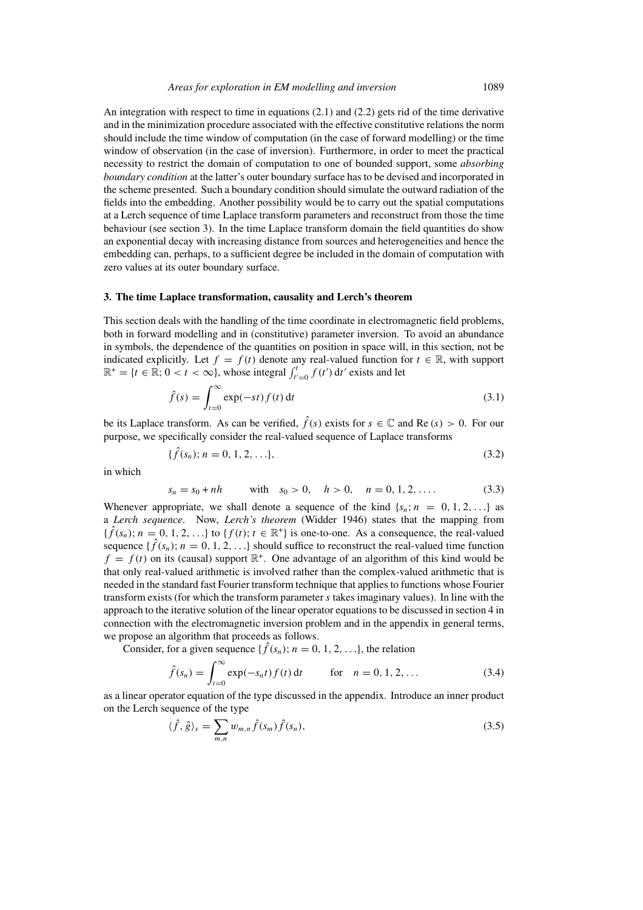An integration with respect to time in equations (2.1) and (2.2) gets rid of the time derivative and in the minimization procedure associated with the effective constitutive relations the norm should include the time window of computation (in the case of forward modelling) or the time window of observation (in the case of inversion). Furthermore, in order to meet the practical necessity to restrict the domain of computation to one of bounded support, some *absorbing boundary condition* at the latter's outer boundary surface has to be devised and incorporated in the scheme presented. Such a boundary condition should simulate the outward radiation of the fields into the embedding. Another possibility would be to carry out the spatial computations at a Lerch sequence of time Laplace transform parameters and reconstruct from those the time behaviour (see section 3). In the time Laplace transform domain the field quantities do show an exponential decay with increasing distance from sources and heterogeneities and hence the embedding can, perhaps, to a sufficient degree be included in the domain of computation with zero values at its outer boundary surface.

## 3. The time Laplace transformation, causality and Lerch's theorem

This section deals with the handling of the time coordinate in electromagnetic field problems, both in forward modelling and in (constitutive) parameter inversion. To avoid an abundance in symbols, the dependence of the quantities on position in space will, in this section, not be indicated explicitly. Let $f = f(t)$ denote any real-valued function for $t \in \mathbb{R}$, with support $\mathbb{R}^+ = \{t \in \mathbb{R}; 0 < t < \infty\}$, whose integral $\int_{t'=0}^{t} f(t')\,\mathrm{d}t'$ exists and let

$$\hat{f}(s) = \int_{t=0}^{\infty} \exp(-st) f(t)\,\mathrm{d}t \tag{3.1}$$

be its Laplace transform. As can be verified, $\hat{f}(s)$ exists for $s \in \mathbb{C}$ and $\mathrm{Re}\,(s) > 0$. For our purpose, we specifically consider the real-valued sequence of Laplace transforms

$$\{\hat{f}(s_n); n = 0, 1, 2, \ldots\}, \tag{3.2}$$

in which

$$s_n = s_0 + nh \qquad \text{with} \quad s_0 > 0, \quad h > 0, \quad n = 0, 1, 2, \ldots. \tag{3.3}$$

Whenever appropriate, we shall denote a sequence of the kind $\{s_n; n = 0, 1, 2, \ldots\}$ as a *Lerch sequence*. Now, *Lerch's theorem* (Widder 1946) states that the mapping from $\{\hat{f}(s_n); n = 0, 1, 2, \ldots\}$ to $\{f(t); t \in \mathbb{R}^+\}$ is one-to-one. As a consequence, the real-valued sequence $\{\hat{f}(s_n); n = 0, 1, 2, \ldots\}$ should suffice to reconstruct the real-valued time function $f = f(t)$ on its (causal) support $\mathbb{R}^+$. One advantage of an algorithm of this kind would be that only real-valued arithmetic is involved rather than the complex-valued arithmetic that is needed in the standard fast Fourier transform technique that applies to functions whose Fourier transform exists (for which the transform parameter $s$ takes imaginary values). In line with the approach to the iterative solution of the linear operator equations to be discussed in section 4 in connection with the electromagnetic inversion problem and in the appendix in general terms, we propose an algorithm that proceeds as follows.

Consider, for a given sequence $\{\hat{f}(s_n); n = 0, 1, 2, \ldots\}$, the relation

$$\hat{f}(s_n) = \int_{t=0}^{\infty} \exp(-s_n t) f(t)\,\mathrm{d}t \qquad \text{for} \quad n = 0, 1, 2, \ldots \tag{3.4}$$

as a linear operator equation of the type discussed in the appendix. Introduce an inner product on the Lerch sequence of the type

$$\langle \hat{f}, \hat{g} \rangle_s = \sum_{m,n} w_{m,n} \hat{f}(s_m) \hat{f}(s_n), \tag{3.5}$$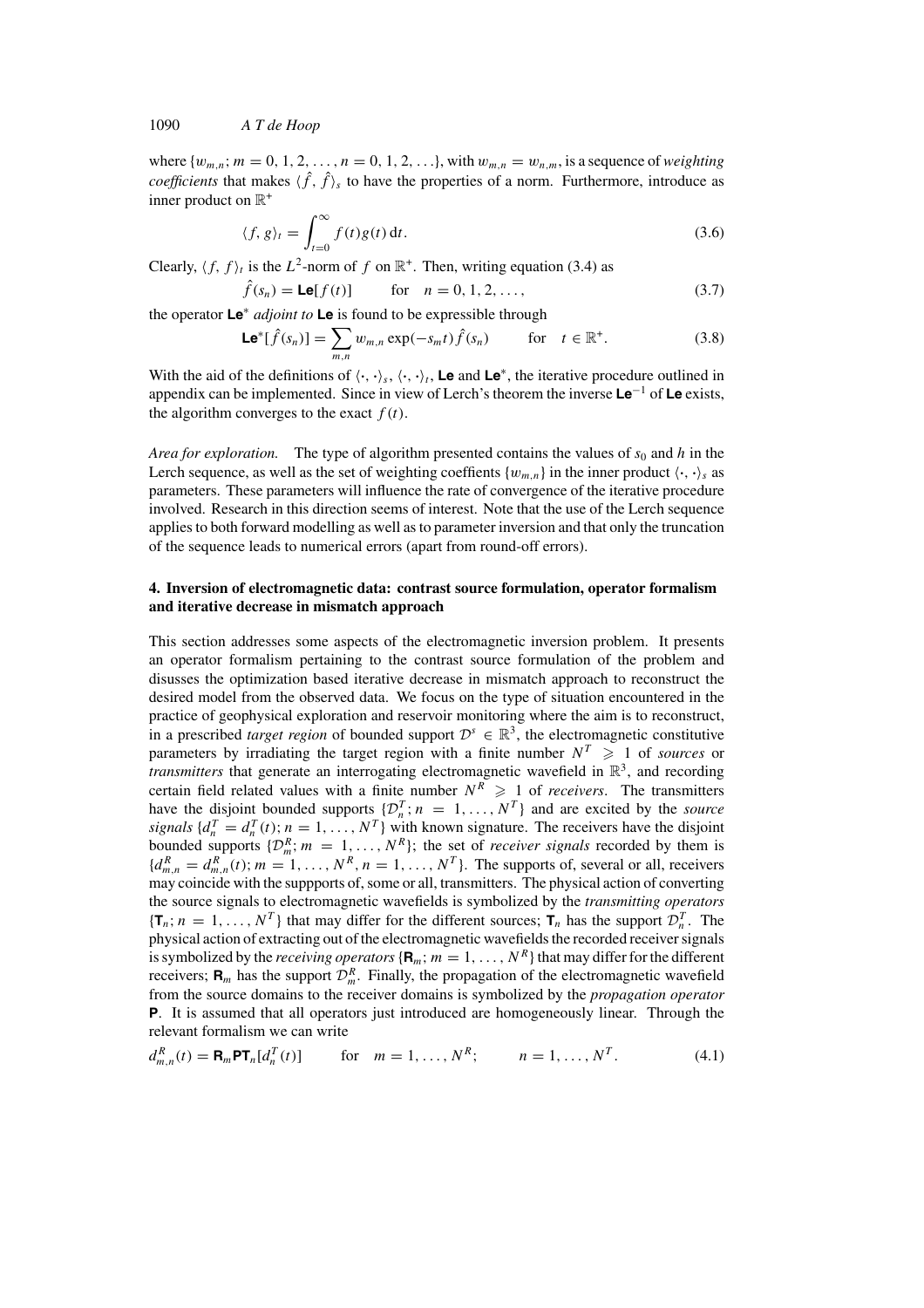where $\{w_{m,n}; m = 0, 1, 2, \ldots, n = 0, 1, 2, \ldots\}$, with $w_{m,n} = w_{n,m}$, is a sequence of *weighting coefficients* that makes $\langle \hat{f}, \hat{f} \rangle_s$ to have the properties of a norm. Furthermore, introduce as inner product on $\mathbb{R}^+$

$$\langle f, g \rangle_t = \int_{t=0}^{\infty} f(t) g(t) \, \mathrm{d}t. \tag{3.6}$$

Clearly, $\langle f, f \rangle_t$ is the $L^2$-norm of $f$ on $\mathbb{R}^+$. Then, writing equation (3.4) as

$$\hat{f}(s_n) = \mathbf{Le}[f(t)] \qquad \text{for} \quad n = 0, 1, 2, \ldots, \tag{3.7}$$

the operator $\mathbf{Le}^*$ *adjoint to* $\mathbf{Le}$ is found to be expressible through

$$\mathbf{Le}^*[\hat{f}(s_n)] = \sum_{m,n} w_{m,n} \exp(-s_m t) \hat{f}(s_n) \qquad \text{for} \quad t \in \mathbb{R}^+. \tag{3.8}$$

With the aid of the definitions of $\langle \cdot, \cdot \rangle_s$, $\langle \cdot, \cdot \rangle_t$, $\mathbf{Le}$ and $\mathbf{Le}^*$, the iterative procedure outlined in appendix can be implemented. Since in view of Lerch's theorem the inverse $\mathbf{Le}^{-1}$ of $\mathbf{Le}$ exists, the algorithm converges to the exact $f(t)$.

*Area for exploration.* The type of algorithm presented contains the values of $s_0$ and $h$ in the Lerch sequence, as well as the set of weighting coeffients $\{w_{m,n}\}$ in the inner product $\langle \cdot, \cdot \rangle_s$ as parameters. These parameters will influence the rate of convergence of the iterative procedure involved. Research in this direction seems of interest. Note that the use of the Lerch sequence applies to both forward modelling as well as to parameter inversion and that only the truncation of the sequence leads to numerical errors (apart from round-off errors).

## 4. Inversion of electromagnetic data: contrast source formulation, operator formalism and iterative decrease in mismatch approach

This section addresses some aspects of the electromagnetic inversion problem. It presents an operator formalism pertaining to the contrast source formulation of the problem and disusses the optimization based iterative decrease in mismatch approach to reconstruct the desired model from the observed data. We focus on the type of situation encountered in the practice of geophysical exploration and reservoir monitoring where the aim is to reconstruct, in a prescribed *target region* of bounded support $\mathcal{D}^s \in \mathbb{R}^3$, the electromagnetic constitutive parameters by irradiating the target region with a finite number $N^T \geqslant 1$ of *sources* or *transmitters* that generate an interrogating electromagnetic wavefield in $\mathbb{R}^3$, and recording certain field related values with a finite number $N^R \geqslant 1$ of *receivers*. The transmitters have the disjoint bounded supports $\{\mathcal{D}_n^T; n = 1, \ldots, N^T\}$ and are excited by the *source signals* $\{d_n^T = d_n^T(t); n = 1, \ldots, N^T\}$ with known signature. The receivers have the disjoint bounded supports $\{\mathcal{D}_m^R; m = 1, \ldots, N^R\}$; the set of *receiver signals* recorded by them is $\{d_{m,n}^R = d_{m,n}^R(t); m = 1, \ldots, N^R, n = 1, \ldots, N^T\}$. The supports of, several or all, receivers may coincide with the suppports of, some or all, transmitters. The physical action of converting the source signals to electromagnetic wavefields is symbolized by the *transmitting operators* $\{\mathbf{T}_n; n = 1, \ldots, N^T\}$ that may differ for the different sources; $\mathbf{T}_n$ has the support $\mathcal{D}_n^T$. The physical action of extracting out of the electromagnetic wavefields the recorded receiver signals is symbolized by the *receiving operators* $\{\mathbf{R}_m; m = 1, \ldots, N^R\}$ that may differ for the different receivers; $\mathbf{R}_m$ has the support $\mathcal{D}_m^R$. Finally, the propagation of the electromagnetic wavefield from the source domains to the receiver domains is symbolized by the *propagation operator* $\mathbf{P}$. It is assumed that all operators just introduced are homogeneously linear. Through the relevant formalism we can write

$$d_{m,n}^R(t) = \mathbf{R}_m \mathbf{P} \mathbf{T}_n[d_n^T(t)] \qquad \text{for} \quad m = 1, \ldots, N^R; \qquad n = 1, \ldots, N^T. \tag{4.1}$$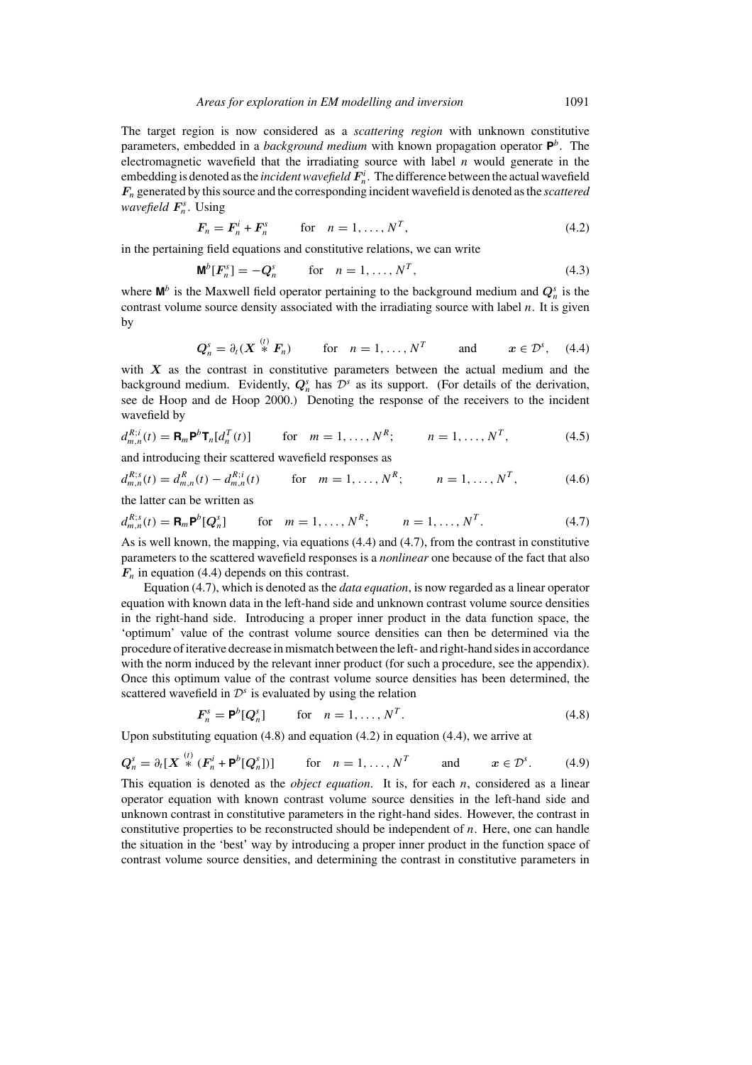The target region is now considered as a *scattering region* with unknown constitutive parameters, embedded in a *background medium* with known propagation operator $\mathsf{P}^b$. The electromagnetic wavefield that the irradiating source with label $n$ would generate in the embedding is denoted as the *incident wavefield* $\boldsymbol{F}_n^i$. The difference between the actual wavefield $\boldsymbol{F}_n$ generated by this source and the corresponding incident wavefield is denoted as the *scattered wavefield* $\boldsymbol{F}_n^s$. Using

$$\boldsymbol{F}_n = \boldsymbol{F}_n^i + \boldsymbol{F}_n^s \qquad \text{for} \quad n = 1, \ldots, N^T, \tag{4.2}$$

in the pertaining field equations and constitutive relations, we can write

$$\mathsf{M}^b[\boldsymbol{F}_n^s] = -\boldsymbol{Q}_n^s \qquad \text{for} \quad n = 1, \ldots, N^T, \tag{4.3}$$

where $\mathsf{M}^b$ is the Maxwell field operator pertaining to the background medium and $\boldsymbol{Q}_n^s$ is the contrast volume source density associated with the irradiating source with label $n$. It is given by

$$\boldsymbol{Q}_n^s = \partial_t(\boldsymbol{X} \overset{(t)}{*} \boldsymbol{F}_n) \qquad \text{for} \quad n = 1, \ldots, N^T \qquad \text{and} \qquad \boldsymbol{x} \in \mathcal{D}^s, \tag{4.4}$$

with $\boldsymbol{X}$ as the contrast in constitutive parameters between the actual medium and the background medium. Evidently, $\boldsymbol{Q}_n^s$ has $\mathcal{D}^s$ as its support. (For details of the derivation, see de Hoop and de Hoop 2000.) Denoting the response of the receivers to the incident wavefield by

$$d_{m,n}^{R;i}(t) = \mathsf{R}_m \mathsf{P}^b \mathsf{T}_n[d_n^T(t)] \qquad \text{for} \quad m = 1, \ldots, N^R; \qquad n = 1, \ldots, N^T, \tag{4.5}$$

and introducing their scattered wavefield responses as

$$d_{m,n}^{R;s}(t) = d_{m,n}^R(t) - d_{m,n}^{R;i}(t) \qquad \text{for} \quad m = 1, \ldots, N^R; \qquad n = 1, \ldots, N^T, \tag{4.6}$$

the latter can be written as

$$d_{m,n}^{R;s}(t) = \mathsf{R}_m \mathsf{P}^b[\boldsymbol{Q}_n^s] \qquad \text{for} \quad m = 1, \ldots, N^R; \qquad n = 1, \ldots, N^T. \tag{4.7}$$

As is well known, the mapping, via equations (4.4) and (4.7), from the contrast in constitutive parameters to the scattered wavefield responses is a *nonlinear* one because of the fact that also $\boldsymbol{F}_n$ in equation (4.4) depends on this contrast.

Equation (4.7), which is denoted as the *data equation*, is now regarded as a linear operator equation with known data in the left-hand side and unknown contrast volume source densities in the right-hand side. Introducing a proper inner product in the data function space, the 'optimum' value of the contrast volume source densities can then be determined via the procedure of iterative decrease in mismatch between the left- and right-hand sides in accordance with the norm induced by the relevant inner product (for such a procedure, see the appendix). Once this optimum value of the contrast volume source densities has been determined, the scattered wavefield in $\mathcal{D}^s$ is evaluated by using the relation

$$\boldsymbol{F}_n^s = \mathsf{P}^b[\boldsymbol{Q}_n^s] \qquad \text{for} \quad n = 1, \ldots, N^T. \tag{4.8}$$

Upon substituting equation (4.8) and equation (4.2) in equation (4.4), we arrive at

$$\boldsymbol{Q}_n^s = \partial_t[\boldsymbol{X} \overset{(t)}{*} (\boldsymbol{F}_n^i + \mathsf{P}^b[\boldsymbol{Q}_n^s])] \qquad \text{for} \quad n = 1, \ldots, N^T \qquad \text{and} \qquad \boldsymbol{x} \in \mathcal{D}^s. \tag{4.9}$$

This equation is denoted as the *object equation*. It is, for each $n$, considered as a linear operator equation with known contrast volume source densities in the left-hand side and unknown contrast in constitutive parameters in the right-hand sides. However, the contrast in constitutive properties to be reconstructed should be independent of $n$. Here, one can handle the situation in the 'best' way by introducing a proper inner product in the function space of contrast volume source densities, and determining the contrast in constitutive parameters in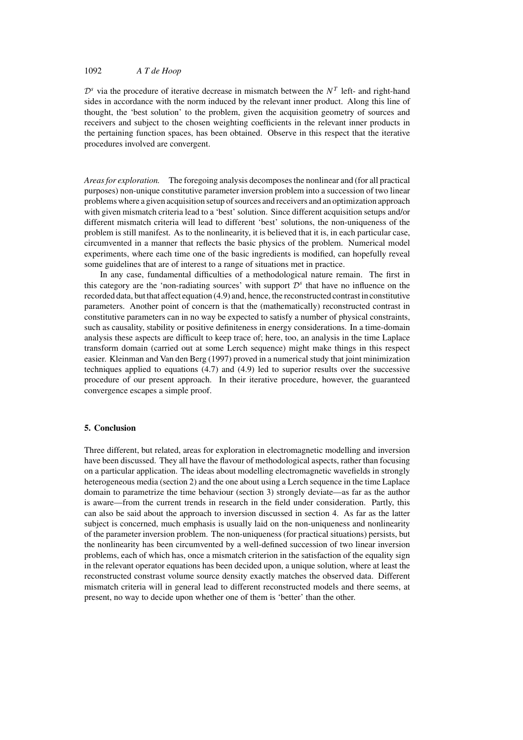$\mathcal{D}^s$ via the procedure of iterative decrease in mismatch between the $N^T$ left- and right-hand sides in accordance with the norm induced by the relevant inner product. Along this line of thought, the 'best solution' to the problem, given the acquisition geometry of sources and receivers and subject to the chosen weighting coefficients in the relevant inner products in the pertaining function spaces, has been obtained. Observe in this respect that the iterative procedures involved are convergent.

*Areas for exploration.* The foregoing analysis decomposes the nonlinear and (for all practical purposes) non-unique constitutive parameter inversion problem into a succession of two linear problems where a given acquisition setup of sources and receivers and an optimization approach with given mismatch criteria lead to a 'best' solution. Since different acquisition setups and/or different mismatch criteria will lead to different 'best' solutions, the non-uniqueness of the problem is still manifest. As to the nonlinearity, it is believed that it is, in each particular case, circumvented in a manner that reflects the basic physics of the problem. Numerical model experiments, where each time one of the basic ingredients is modified, can hopefully reveal some guidelines that are of interest to a range of situations met in practice.

In any case, fundamental difficulties of a methodological nature remain. The first in this category are the 'non-radiating sources' with support $\mathcal{D}^s$ that have no influence on the recorded data, but that affect equation (4.9) and, hence, the reconstructed contrast in constitutive parameters. Another point of concern is that the (mathematically) reconstructed contrast in constitutive parameters can in no way be expected to satisfy a number of physical constraints, such as causality, stability or positive definiteness in energy considerations. In a time-domain analysis these aspects are difficult to keep trace of; here, too, an analysis in the time Laplace transform domain (carried out at some Lerch sequence) might make things in this respect easier. Kleinman and Van den Berg (1997) proved in a numerical study that joint minimization techniques applied to equations (4.7) and (4.9) led to superior results over the successive procedure of our present approach. In their iterative procedure, however, the guaranteed convergence escapes a simple proof.

## 5. Conclusion

Three different, but related, areas for exploration in electromagnetic modelling and inversion have been discussed. They all have the flavour of methodological aspects, rather than focusing on a particular application. The ideas about modelling electromagnetic wavefields in strongly heterogeneous media (section 2) and the one about using a Lerch sequence in the time Laplace domain to parametrize the time behaviour (section 3) strongly deviate—as far as the author is aware—from the current trends in research in the field under consideration. Partly, this can also be said about the approach to inversion discussed in section 4. As far as the latter subject is concerned, much emphasis is usually laid on the non-uniqueness and nonlinearity of the parameter inversion problem. The non-uniqueness (for practical situations) persists, but the nonlinearity has been circumvented by a well-defined succession of two linear inversion problems, each of which has, once a mismatch criterion in the satisfaction of the equality sign in the relevant operator equations has been decided upon, a unique solution, where at least the reconstructed constrast volume source density exactly matches the observed data. Different mismatch criteria will in general lead to different reconstructed models and there seems, at present, no way to decide upon whether one of them is 'better' than the other.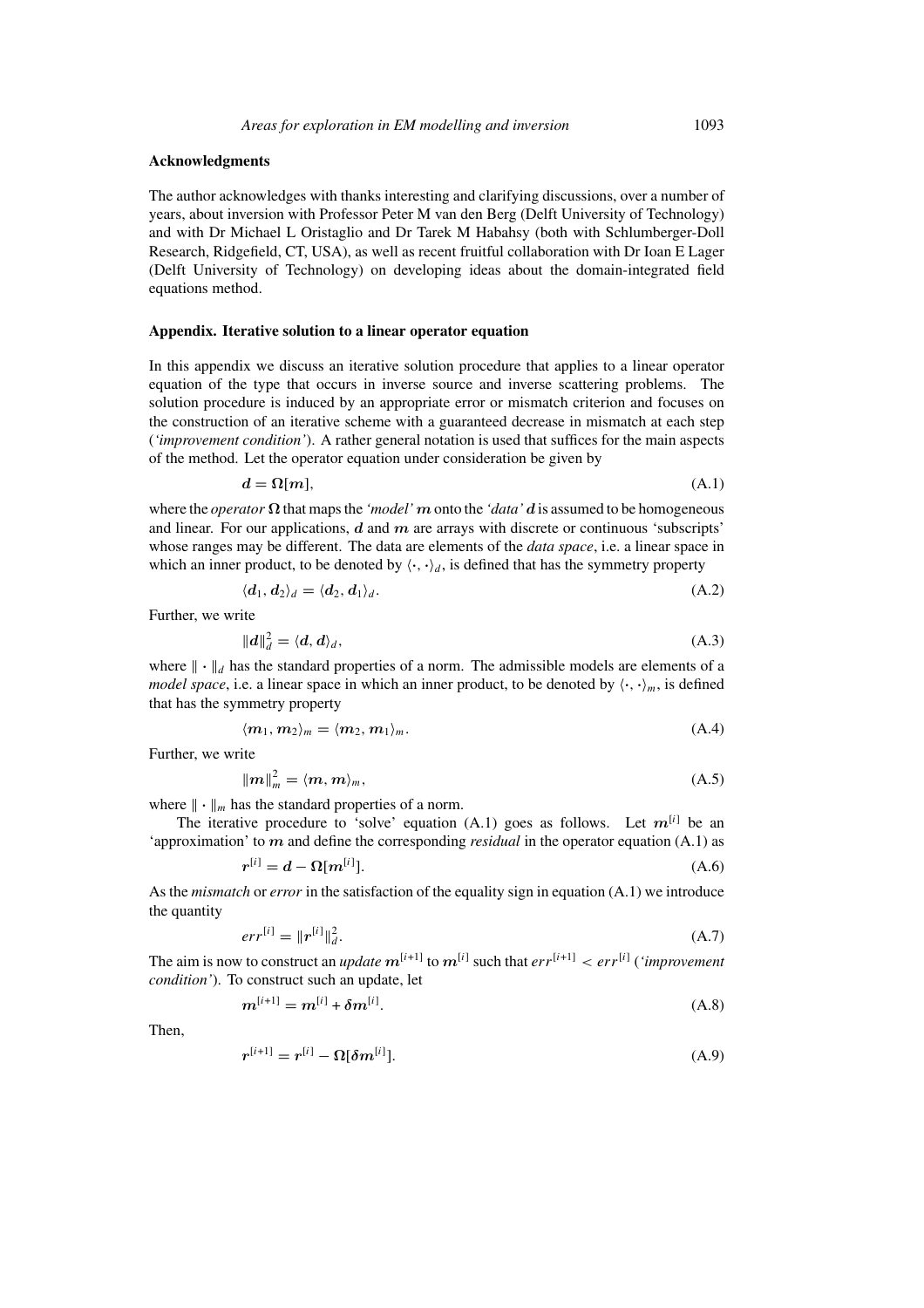## Acknowledgments

The author acknowledges with thanks interesting and clarifying discussions, over a number of years, about inversion with Professor Peter M van den Berg (Delft University of Technology) and with Dr Michael L Oristaglio and Dr Tarek M Habahsy (both with Schlumberger-Doll Research, Ridgefield, CT, USA), as well as recent fruitful collaboration with Dr Ioan E Lager (Delft University of Technology) on developing ideas about the domain-integrated field equations method.

## Appendix. Iterative solution to a linear operator equation

In this appendix we discuss an iterative solution procedure that applies to a linear operator equation of the type that occurs in inverse source and inverse scattering problems. The solution procedure is induced by an appropriate error or mismatch criterion and focuses on the construction of an iterative scheme with a guaranteed decrease in mismatch at each step (*'improvement condition'*). A rather general notation is used that suffices for the main aspects of the method. Let the operator equation under consideration be given by

$$\boldsymbol{d} = \boldsymbol{\Omega}[\boldsymbol{m}], \tag{A.1}$$

where the *operator* $\boldsymbol{\Omega}$ that maps the *'model'* $\boldsymbol{m}$ onto the *'data'* $\boldsymbol{d}$ is assumed to be homogeneous and linear. For our applications, $\boldsymbol{d}$ and $\boldsymbol{m}$ are arrays with discrete or continuous 'subscripts' whose ranges may be different. The data are elements of the *data space*, i.e. a linear space in which an inner product, to be denoted by $\langle \cdot, \cdot \rangle_d$, is defined that has the symmetry property

$$\langle \boldsymbol{d}_1, \boldsymbol{d}_2 \rangle_d = \langle \boldsymbol{d}_2, \boldsymbol{d}_1 \rangle_d. \tag{A.2}$$

Further, we write

$$\|\boldsymbol{d}\|_d^2 = \langle \boldsymbol{d}, \boldsymbol{d} \rangle_d, \tag{A.3}$$

where $\| \cdot \|_d$ has the standard properties of a norm. The admissible models are elements of a *model space*, i.e. a linear space in which an inner product, to be denoted by $\langle \cdot, \cdot \rangle_m$, is defined that has the symmetry property

$$\langle \boldsymbol{m}_1, \boldsymbol{m}_2 \rangle_m = \langle \boldsymbol{m}_2, \boldsymbol{m}_1 \rangle_m. \tag{A.4}$$

Further, we write

$$\|\boldsymbol{m}\|_m^2 = \langle \boldsymbol{m}, \boldsymbol{m} \rangle_m, \tag{A.5}$$

where $\| \cdot \|_m$ has the standard properties of a norm.

The iterative procedure to 'solve' equation (A.1) goes as follows. Let $\boldsymbol{m}^{[i]}$ be an 'approximation' to $\boldsymbol{m}$ and define the corresponding *residual* in the operator equation (A.1) as

$$\boldsymbol{r}^{[i]} = \boldsymbol{d} - \boldsymbol{\Omega}[\boldsymbol{m}^{[i]}]. \tag{A.6}$$

As the *mismatch* or *error* in the satisfaction of the equality sign in equation (A.1) we introduce the quantity

$$err^{[i]} = \|\boldsymbol{r}^{[i]}\|_d^2. \tag{A.7}$$

The aim is now to construct an *update* $\boldsymbol{m}^{[i+1]}$ to $\boldsymbol{m}^{[i]}$ such that $err^{[i+1]} < err^{[i]}$ (*'improvement condition'*). To construct such an update, let

$$\boldsymbol{m}^{[i+1]} = \boldsymbol{m}^{[i]} + \boldsymbol{\delta m}^{[i]}. \tag{A.8}$$

Then,

$$\boldsymbol{r}^{[i+1]} = \boldsymbol{r}^{[i]} - \boldsymbol{\Omega}[\boldsymbol{\delta m}^{[i]}]. \tag{A.9}$$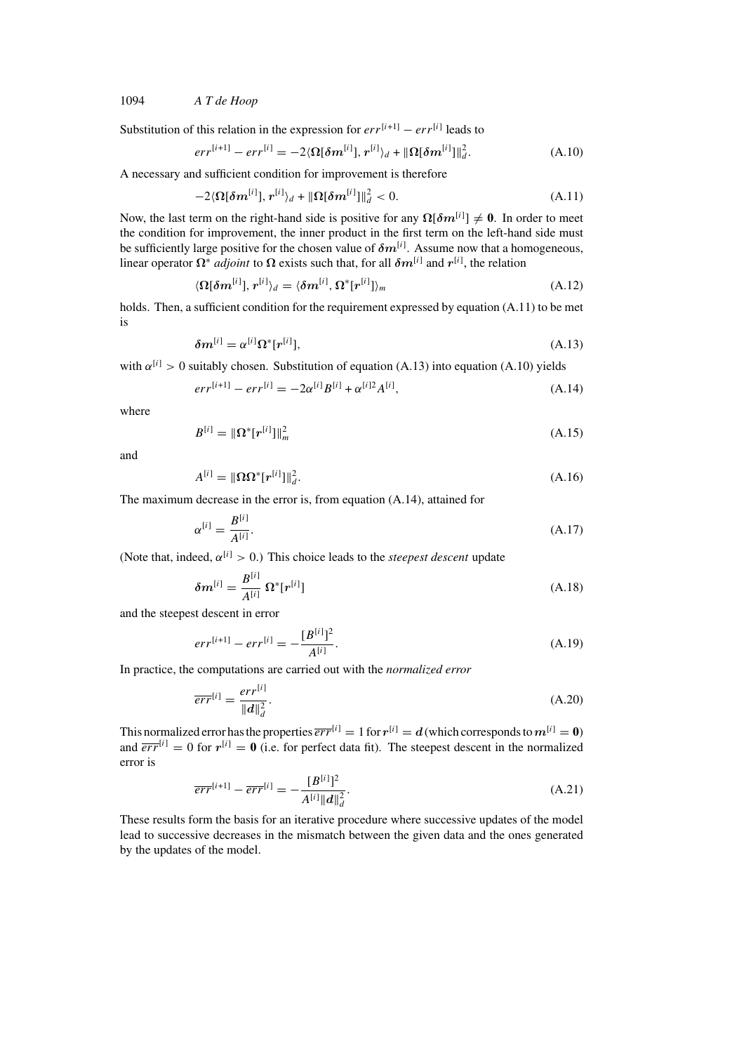Substitution of this relation in the expression for $err^{[i+1]} - err^{[i]}$ leads to

$$err^{[i+1]} - err^{[i]} = -2\langle \boldsymbol{\Omega}[\boldsymbol{\delta m}^{[i]}], \boldsymbol{r}^{[i]}\rangle_d + \|\boldsymbol{\Omega}[\boldsymbol{\delta m}^{[i]}]\|_d^2. \tag{A.10}$$

A necessary and sufficient condition for improvement is therefore

$$-2\langle \boldsymbol{\Omega}[\boldsymbol{\delta m}^{[i]}], \boldsymbol{r}^{[i]}\rangle_d + \|\boldsymbol{\Omega}[\boldsymbol{\delta m}^{[i]}]\|_d^2 < 0. \tag{A.11}$$

Now, the last term on the right-hand side is positive for any $\boldsymbol{\Omega}[\boldsymbol{\delta m}^{[i]}] \neq \boldsymbol{0}$. In order to meet the condition for improvement, the inner product in the first term on the left-hand side must be sufficiently large positive for the chosen value of $\boldsymbol{\delta m}^{[i]}$. Assume now that a homogeneous, linear operator $\boldsymbol{\Omega}^*$ *adjoint* to $\boldsymbol{\Omega}$ exists such that, for all $\boldsymbol{\delta m}^{[i]}$ and $\boldsymbol{r}^{[i]}$, the relation

$$\langle \boldsymbol{\Omega}[\boldsymbol{\delta m}^{[i]}], \boldsymbol{r}^{[i]}\rangle_d = \langle \boldsymbol{\delta m}^{[i]}, \boldsymbol{\Omega}^*[\boldsymbol{r}^{[i]}]\rangle_m \tag{A.12}$$

holds. Then, a sufficient condition for the requirement expressed by equation (A.11) to be met is

$$\boldsymbol{\delta m}^{[i]} = \alpha^{[i]}\boldsymbol{\Omega}^*[\boldsymbol{r}^{[i]}], \tag{A.13}$$

with $\alpha^{[i]} > 0$ suitably chosen. Substitution of equation (A.13) into equation (A.10) yields

$$err^{[i+1]} - err^{[i]} = -2\alpha^{[i]}B^{[i]} + \alpha^{[i]2}A^{[i]}, \tag{A.14}$$

where

$$B^{[i]} = \|\boldsymbol{\Omega}^*[\boldsymbol{r}^{[i]}]\|_m^2 \tag{A.15}$$

and

$$A^{[i]} = \|\boldsymbol{\Omega}\boldsymbol{\Omega}^*[\boldsymbol{r}^{[i]}]\|_d^2. \tag{A.16}$$

The maximum decrease in the error is, from equation (A.14), attained for

$$\alpha^{[i]} = \frac{B^{[i]}}{A^{[i]}}. \tag{A.17}$$

(Note that, indeed, $\alpha^{[i]} > 0$.) This choice leads to the *steepest descent* update

$$\boldsymbol{\delta m}^{[i]} = \frac{B^{[i]}}{A^{[i]}}\,\boldsymbol{\Omega}^*[\boldsymbol{r}^{[i]}] \tag{A.18}$$

and the steepest descent in error

$$err^{[i+1]} - err^{[i]} = -\frac{[B^{[i]}]^2}{A^{[i]}}. \tag{A.19}$$

In practice, the computations are carried out with the *normalized error*

$$\overline{err}^{[i]} = \frac{err^{[i]}}{\|\boldsymbol{d}\|_d^2}. \tag{A.20}$$

This normalized error has the properties $\overline{err}^{[i]} = 1$ for $\boldsymbol{r}^{[i]} = \boldsymbol{d}$ (which corresponds to $\boldsymbol{m}^{[i]} = \boldsymbol{0}$) and $\overline{err}^{[i]} = 0$ for $\boldsymbol{r}^{[i]} = \boldsymbol{0}$ (i.e. for perfect data fit). The steepest descent in the normalized error is

$$\overline{err}^{[i+1]} - \overline{err}^{[i]} = -\frac{[B^{[i]}]^2}{A^{[i]}\|\boldsymbol{d}\|_d^2}. \tag{A.21}$$

These results form the basis for an iterative procedure where successive updates of the model lead to successive decreases in the mismatch between the given data and the ones generated by the updates of the model.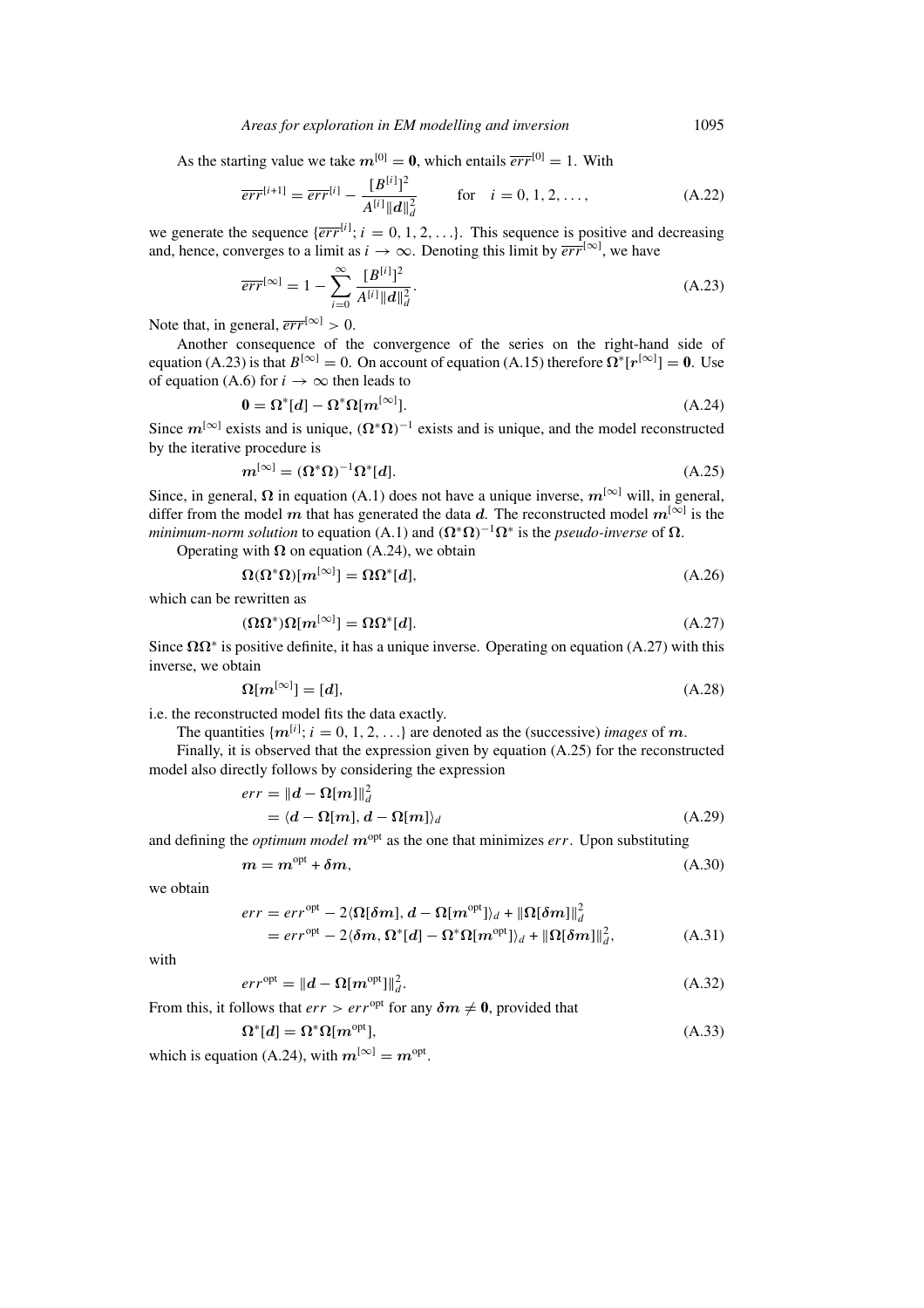As the starting value we take $\boldsymbol{m}^{[0]} = \boldsymbol{0}$, which entails $\overline{err}^{[0]} = 1$. With

$$\overline{err}^{[i+1]} = \overline{err}^{[i]} - \frac{[B^{[i]}]^2}{A^{[i]}\|\boldsymbol{d}\|_d^2} \qquad \text{for} \quad i = 0, 1, 2, \ldots, \tag{A.22}$$

we generate the sequence $\{\overline{err}^{[i]}; i = 0, 1, 2, \ldots\}$. This sequence is positive and decreasing and, hence, converges to a limit as $i \to \infty$. Denoting this limit by $\overline{err}^{[\infty]}$, we have

$$\overline{err}^{[\infty]} = 1 - \sum_{i=0}^{\infty} \frac{[B^{[i]}]^2}{A^{[i]}\|\boldsymbol{d}\|_d^2}. \tag{A.23}$$

Note that, in general, $\overline{err}^{[\infty]} > 0$.

Another consequence of the convergence of the series on the right-hand side of equation (A.23) is that $B^{[\infty]} = 0$. On account of equation (A.15) therefore $\boldsymbol{\Omega}^*[\boldsymbol{r}^{[\infty]}] = \boldsymbol{0}$. Use of equation (A.6) for $i \to \infty$ then leads to

$$\boldsymbol{0} = \boldsymbol{\Omega}^*[\boldsymbol{d}] - \boldsymbol{\Omega}^*\boldsymbol{\Omega}[\boldsymbol{m}^{[\infty]}]. \tag{A.24}$$

Since $\boldsymbol{m}^{[\infty]}$ exists and is unique, $(\boldsymbol{\Omega}^*\boldsymbol{\Omega})^{-1}$ exists and is unique, and the model reconstructed by the iterative procedure is

$$\boldsymbol{m}^{[\infty]} = (\boldsymbol{\Omega}^*\boldsymbol{\Omega})^{-1}\boldsymbol{\Omega}^*[\boldsymbol{d}]. \tag{A.25}$$

Since, in general, $\boldsymbol{\Omega}$ in equation (A.1) does not have a unique inverse, $\boldsymbol{m}^{[\infty]}$ will, in general, differ from the model $\boldsymbol{m}$ that has generated the data $\boldsymbol{d}$. The reconstructed model $\boldsymbol{m}^{[\infty]}$ is the *minimum-norm solution* to equation (A.1) and $(\boldsymbol{\Omega}^*\boldsymbol{\Omega})^{-1}\boldsymbol{\Omega}^*$ is the *pseudo-inverse* of $\boldsymbol{\Omega}$.

Operating with $\boldsymbol{\Omega}$ on equation (A.24), we obtain

$$\boldsymbol{\Omega}(\boldsymbol{\Omega}^*\boldsymbol{\Omega})[\boldsymbol{m}^{[\infty]}] = \boldsymbol{\Omega}\boldsymbol{\Omega}^*[\boldsymbol{d}], \tag{A.26}$$

which can be rewritten as

$$(\boldsymbol{\Omega}\boldsymbol{\Omega}^*)\boldsymbol{\Omega}[\boldsymbol{m}^{[\infty]}] = \boldsymbol{\Omega}\boldsymbol{\Omega}^*[\boldsymbol{d}]. \tag{A.27}$$

Since $\boldsymbol{\Omega}\boldsymbol{\Omega}^*$ is positive definite, it has a unique inverse. Operating on equation (A.27) with this inverse, we obtain

$$\boldsymbol{\Omega}[\boldsymbol{m}^{[\infty]}] = [\boldsymbol{d}], \tag{A.28}$$

i.e. the reconstructed model fits the data exactly.

The quantities $\{\boldsymbol{m}^{[i]}; i = 0, 1, 2, \ldots\}$ are denoted as the (successive) *images* of $\boldsymbol{m}$.

Finally, it is observed that the expression given by equation (A.25) for the reconstructed model also directly follows by considering the expression

$$\begin{aligned} err &= \|\boldsymbol{d} - \boldsymbol{\Omega}[\boldsymbol{m}]\|_d^2 \\ &= \langle \boldsymbol{d} - \boldsymbol{\Omega}[\boldsymbol{m}], \boldsymbol{d} - \boldsymbol{\Omega}[\boldsymbol{m}]\rangle_d \end{aligned} \tag{A.29}$$

and defining the *optimum model* $\boldsymbol{m}^{\text{opt}}$ as the one that minimizes $err$. Upon substituting

$$\boldsymbol{m} = \boldsymbol{m}^{\text{opt}} + \boldsymbol{\delta m}, \tag{A.30}$$

we obtain

$$\begin{aligned} err &= err^{\text{opt}} - 2\langle \boldsymbol{\Omega}[\boldsymbol{\delta m}], \boldsymbol{d} - \boldsymbol{\Omega}[\boldsymbol{m}^{\text{opt}}]\rangle_d + \|\boldsymbol{\Omega}[\boldsymbol{\delta m}]\|_d^2 \\ &= err^{\text{opt}} - 2\langle \boldsymbol{\delta m}, \boldsymbol{\Omega}^*[\boldsymbol{d}] - \boldsymbol{\Omega}^*\boldsymbol{\Omega}[\boldsymbol{m}^{\text{opt}}]\rangle_d + \|\boldsymbol{\Omega}[\boldsymbol{\delta m}]\|_d^2, \end{aligned} \tag{A.31}$$

with

$$err^{\text{opt}} = \|\boldsymbol{d} - \boldsymbol{\Omega}[\boldsymbol{m}^{\text{opt}}]\|_d^2. \tag{A.32}$$

From this, it follows that $err > err^{\text{opt}}$ for any $\boldsymbol{\delta m} \neq \boldsymbol{0}$, provided that

$$\boldsymbol{\Omega}^*[\boldsymbol{d}] = \boldsymbol{\Omega}^*\boldsymbol{\Omega}[\boldsymbol{m}^{\text{opt}}], \tag{A.33}$$

which is equation (A.24), with $\boldsymbol{m}^{[\infty]} = \boldsymbol{m}^{\text{opt}}$.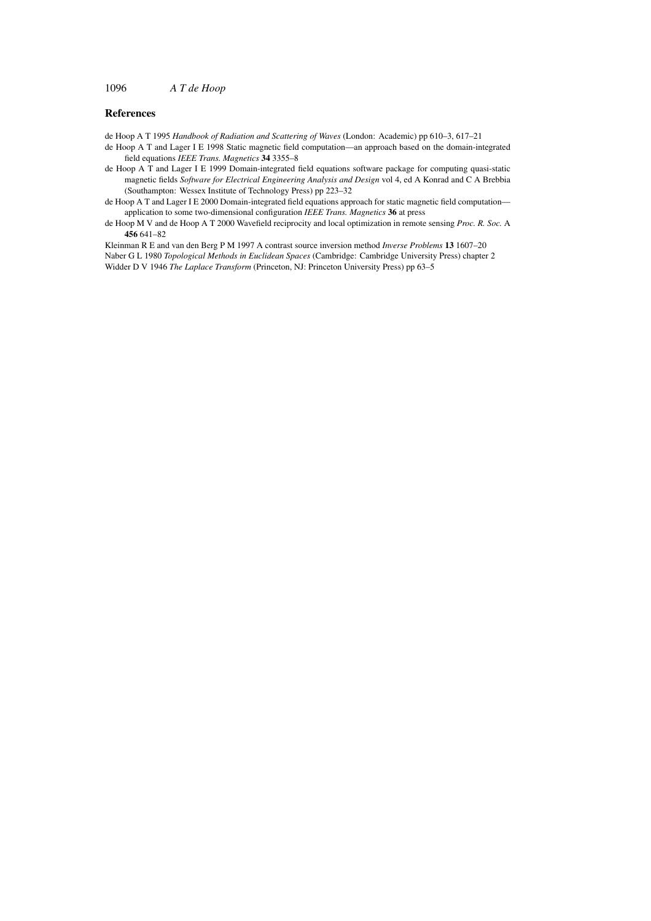## References

de Hoop A T 1995 *Handbook of Radiation and Scattering of Waves* (London: Academic) pp 610–3, 617–21

de Hoop A T and Lager I E 1998 Static magnetic field computation—an approach based on the domain-integrated field equations *IEEE Trans. Magnetics* **34** 3355–8

de Hoop A T and Lager I E 1999 Domain-integrated field equations software package for computing quasi-static magnetic fields *Software for Electrical Engineering Analysis and Design* vol 4, ed A Konrad and C A Brebbia (Southampton: Wessex Institute of Technology Press) pp 223–32

de Hoop A T and Lager I E 2000 Domain-integrated field equations approach for static magnetic field computation—application to some two-dimensional configuration *IEEE Trans. Magnetics* **36** at press

de Hoop M V and de Hoop A T 2000 Wavefield reciprocity and local optimization in remote sensing *Proc. R. Soc.* A **456** 641–82

Kleinman R E and van den Berg P M 1997 A contrast source inversion method *Inverse Problems* **13** 1607–20

Naber G L 1980 *Topological Methods in Euclidean Spaces* (Cambridge: Cambridge University Press) chapter 2

Widder D V 1946 *The Laplace Transform* (Princeton, NJ: Princeton University Press) pp 63–5